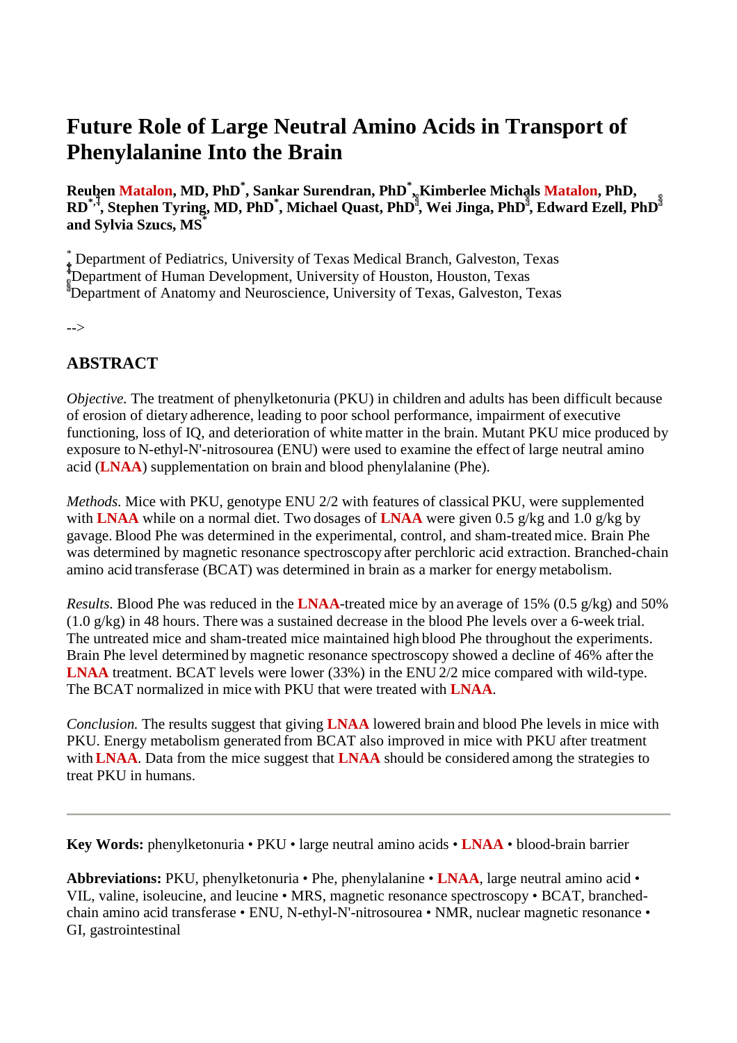# Future Role of Large Neutral Amino Acids in Transport of Phenylalanine Into the Brain

**Reuben Matalon, MD, PhD[*], Sankar Surendran, PhD[*], Kimberlee Michals Matalon, PhD, RD[*,‡], Stephen Tyring, MD, PhD[*], Michael Quast, PhD[§], Wei Jinga, PhD[§], Edward Ezell, PhD[§] and Sylvia Szucs, MS[*]**

[*] Department of Pediatrics, University of Texas Medical Branch, Galveston, Texas
[‡] Department of Human Development, University of Houston, Houston, Texas
[§] Department of Anatomy and Neuroscience, University of Texas, Galveston, Texas

-->

## ABSTRACT

*Objective.* The treatment of phenylketonuria (PKU) in children and adults has been difficult because of erosion of dietary adherence, leading to poor school performance, impairment of executive functioning, loss of IQ, and deterioration of white matter in the brain. Mutant PKU mice produced by exposure to N-ethyl-N'-nitrosourea (ENU) were used to examine the effect of large neutral amino acid (**LNAA**) supplementation on brain and blood phenylalanine (Phe).

*Methods.* Mice with PKU, genotype ENU 2/2 with features of classical PKU, were supplemented with **LNAA** while on a normal diet. Two dosages of **LNAA** were given 0.5 g/kg and 1.0 g/kg by gavage. Blood Phe was determined in the experimental, control, and sham-treated mice. Brain Phe was determined by magnetic resonance spectroscopy after perchloric acid extraction. Branched-chain amino acid transferase (BCAT) was determined in brain as a marker for energy metabolism.

*Results.* Blood Phe was reduced in the **LNAA**-treated mice by an average of 15% (0.5 g/kg) and 50% (1.0 g/kg) in 48 hours. There was a sustained decrease in the blood Phe levels over a 6-week trial. The untreated mice and sham-treated mice maintained high blood Phe throughout the experiments. Brain Phe level determined by magnetic resonance spectroscopy showed a decline of 46% after the **LNAA** treatment. BCAT levels were lower (33%) in the ENU 2/2 mice compared with wild-type. The BCAT normalized in mice with PKU that were treated with **LNAA**.

*Conclusion.* The results suggest that giving **LNAA** lowered brain and blood Phe levels in mice with PKU. Energy metabolism generated from BCAT also improved in mice with PKU after treatment with **LNAA**. Data from the mice suggest that **LNAA** should be considered among the strategies to treat PKU in humans.

---

**Key Words:** phenylketonuria • PKU • large neutral amino acids • **LNAA** • blood-brain barrier

**Abbreviations:** PKU, phenylketonuria • Phe, phenylalanine • **LNAA**, large neutral amino acid • VIL, valine, isoleucine, and leucine • MRS, magnetic resonance spectroscopy • BCAT, branched-chain amino acid transferase • ENU, N-ethyl-N'-nitrosourea • NMR, nuclear magnetic resonance • GI, gastrointestinal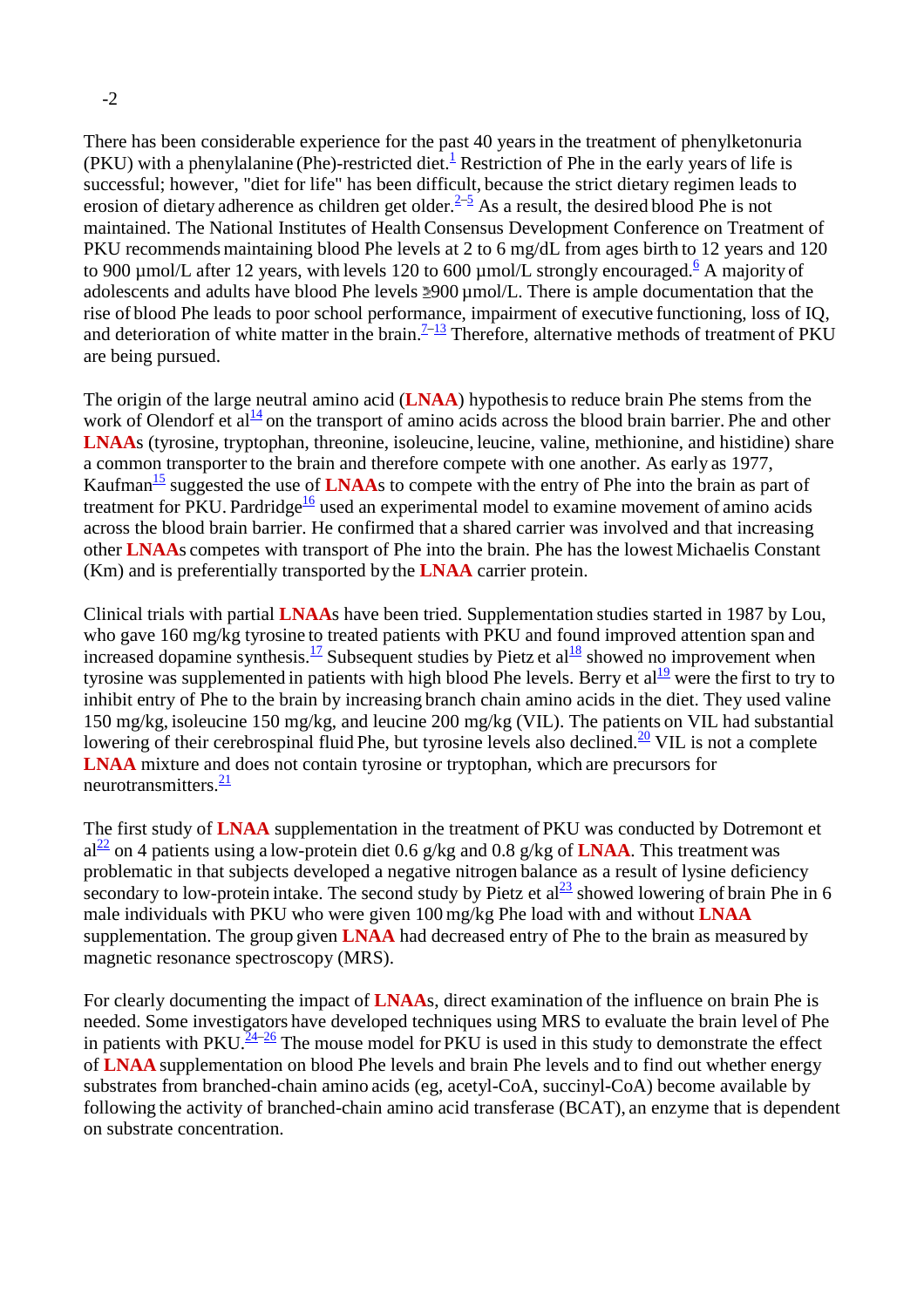There has been considerable experience for the past 40 years in the treatment of phenylketonuria (PKU) with a phenylalanine (Phe)-restricted diet.[1] Restriction of Phe in the early years of life is successful; however, "diet for life" has been difficult, because the strict dietary regimen leads to erosion of dietary adherence as children get older.[2–5] As a result, the desired blood Phe is not maintained. The National Institutes of Health Consensus Development Conference on Treatment of PKU recommends maintaining blood Phe levels at 2 to 6 mg/dL from ages birth to 12 years and 120 to 900 µmol/L after 12 years, with levels 120 to 600 µmol/L strongly encouraged.[6] A majority of adolescents and adults have blood Phe levels ≥900 µmol/L. There is ample documentation that the rise of blood Phe leads to poor school performance, impairment of executive functioning, loss of IQ, and deterioration of white matter in the brain.[7–13] Therefore, alternative methods of treatment of PKU are being pursued.

The origin of the large neutral amino acid (**LNAA**) hypothesis to reduce brain Phe stems from the work of Olendorf et al[14] on the transport of amino acids across the blood brain barrier. Phe and other **LNAA**s (tyrosine, tryptophan, threonine, isoleucine, leucine, valine, methionine, and histidine) share a common transporter to the brain and therefore compete with one another. As early as 1977, Kaufman[15] suggested the use of **LNAA**s to compete with the entry of Phe into the brain as part of treatment for PKU. Pardridge[16] used an experimental model to examine movement of amino acids across the blood brain barrier. He confirmed that a shared carrier was involved and that increasing other **LNAA**s competes with transport of Phe into the brain. Phe has the lowest Michaelis Constant (Km) and is preferentially transported by the **LNAA** carrier protein.

Clinical trials with partial **LNAA**s have been tried. Supplementation studies started in 1987 by Lou, who gave 160 mg/kg tyrosine to treated patients with PKU and found improved attention span and increased dopamine synthesis.[17] Subsequent studies by Pietz et al[18] showed no improvement when tyrosine was supplemented in patients with high blood Phe levels. Berry et al[19] were the first to try to inhibit entry of Phe to the brain by increasing branch chain amino acids in the diet. They used valine 150 mg/kg, isoleucine 150 mg/kg, and leucine 200 mg/kg (VIL). The patients on VIL had substantial lowering of their cerebrospinal fluid Phe, but tyrosine levels also declined.[20] VIL is not a complete **LNAA** mixture and does not contain tyrosine or tryptophan, which are precursors for neurotransmitters.[21]

The first study of **LNAA** supplementation in the treatment of PKU was conducted by Dotremont et al[22] on 4 patients using a low-protein diet 0.6 g/kg and 0.8 g/kg of **LNAA**. This treatment was problematic in that subjects developed a negative nitrogen balance as a result of lysine deficiency secondary to low-protein intake. The second study by Pietz et al[23] showed lowering of brain Phe in 6 male individuals with PKU who were given 100 mg/kg Phe load with and without **LNAA** supplementation. The group given **LNAA** had decreased entry of Phe to the brain as measured by magnetic resonance spectroscopy (MRS).

For clearly documenting the impact of **LNAA**s, direct examination of the influence on brain Phe is needed. Some investigators have developed techniques using MRS to evaluate the brain level of Phe in patients with PKU.[24–26] The mouse model for PKU is used in this study to demonstrate the effect of **LNAA** supplementation on blood Phe levels and brain Phe levels and to find out whether energy substrates from branched-chain amino acids (eg, acetyl-CoA, succinyl-CoA) become available by following the activity of branched-chain amino acid transferase (BCAT), an enzyme that is dependent on substrate concentration.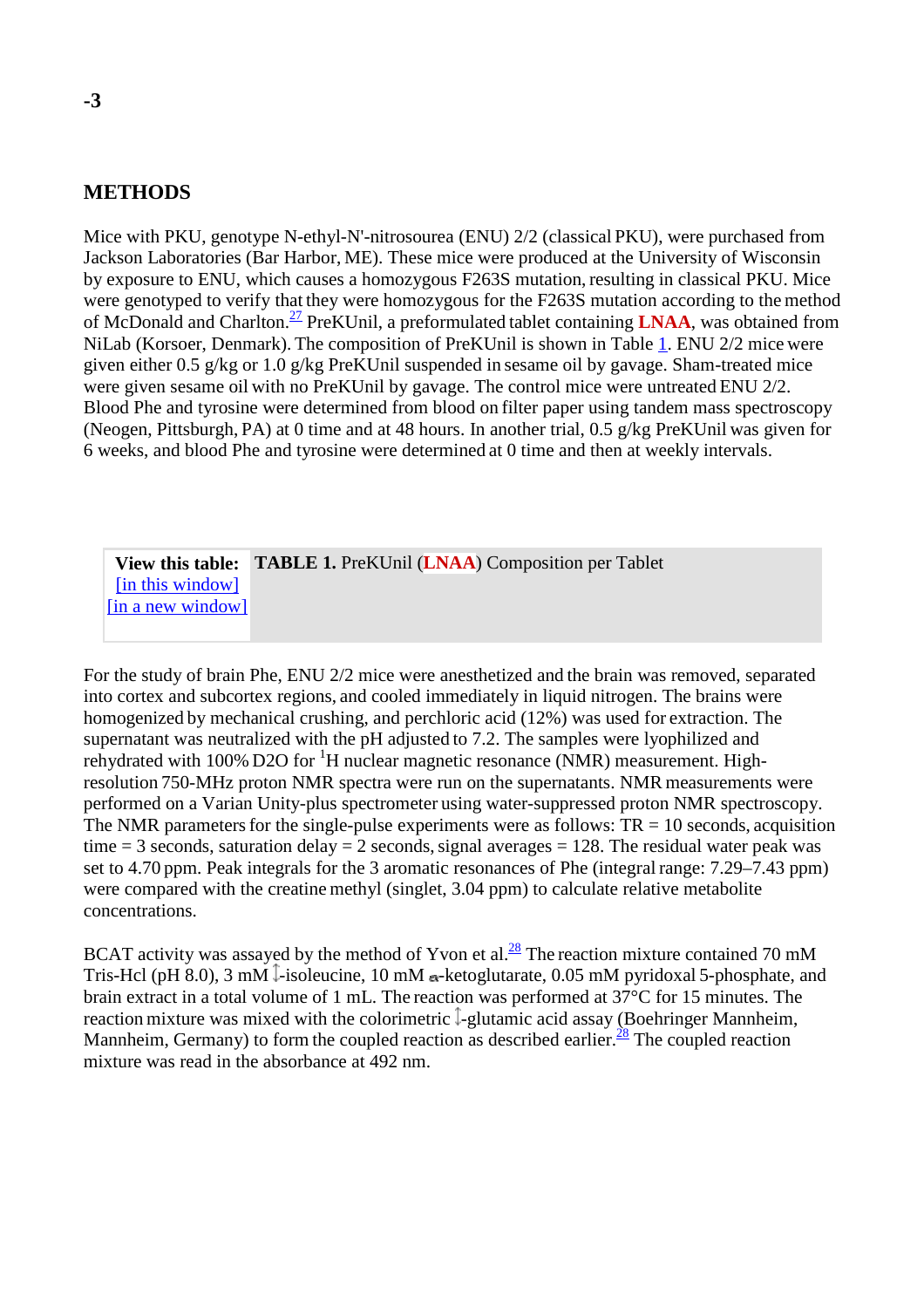## METHODS

Mice with PKU, genotype N-ethyl-N'-nitrosourea (ENU) 2/2 (classical PKU), were purchased from Jackson Laboratories (Bar Harbor, ME). These mice were produced at the University of Wisconsin by exposure to ENU, which causes a homozygous F263S mutation, resulting in classical PKU. Mice were genotyped to verify that they were homozygous for the F263S mutation according to the method of McDonald and Charlton.[27] PreKUnil, a preformulated tablet containing **LNAA**, was obtained from NiLab (Korsoer, Denmark). The composition of PreKUnil is shown in Table 1. ENU 2/2 mice were given either 0.5 g/kg or 1.0 g/kg PreKUnil suspended in sesame oil by gavage. Sham-treated mice were given sesame oil with no PreKUnil by gavage. The control mice were untreated ENU 2/2. Blood Phe and tyrosine were determined from blood on filter paper using tandem mass spectroscopy (Neogen, Pittsburgh, PA) at 0 time and at 48 hours. In another trial, 0.5 g/kg PreKUnil was given for 6 weeks, and blood Phe and tyrosine were determined at 0 time and then at weekly intervals.

| View this table: [in this window] [in a new window] | **TABLE 1.** PreKUnil (**LNAA**) Composition per Tablet |
|---|---|

For the study of brain Phe, ENU 2/2 mice were anesthetized and the brain was removed, separated into cortex and subcortex regions, and cooled immediately in liquid nitrogen. The brains were homogenized by mechanical crushing, and perchloric acid (12%) was used for extraction. The supernatant was neutralized with the pH adjusted to 7.2. The samples were lyophilized and rehydrated with 100% D2O for $^{1}$H nuclear magnetic resonance (NMR) measurement. High-resolution 750-MHz proton NMR spectra were run on the supernatants. NMR measurements were performed on a Varian Unity-plus spectrometer using water-suppressed proton NMR spectroscopy. The NMR parameters for the single-pulse experiments were as follows: TR = 10 seconds, acquisition time = 3 seconds, saturation delay = 2 seconds, signal averages = 128. The residual water peak was set to 4.70 ppm. Peak integrals for the 3 aromatic resonances of Phe (integral range: 7.29–7.43 ppm) were compared with the creatine methyl (singlet, 3.04 ppm) to calculate relative metabolite concentrations.

BCAT activity was assayed by the method of Yvon et al.[28] The reaction mixture contained 70 mM Tris-Hcl (pH 8.0), 3 mM L-isoleucine, 10 mM α-ketoglutarate, 0.05 mM pyridoxal 5-phosphate, and brain extract in a total volume of 1 mL. The reaction was performed at 37°C for 15 minutes. The reaction mixture was mixed with the colorimetric L-glutamic acid assay (Boehringer Mannheim, Mannheim, Germany) to form the coupled reaction as described earlier.[28] The coupled reaction mixture was read in the absorbance at 492 nm.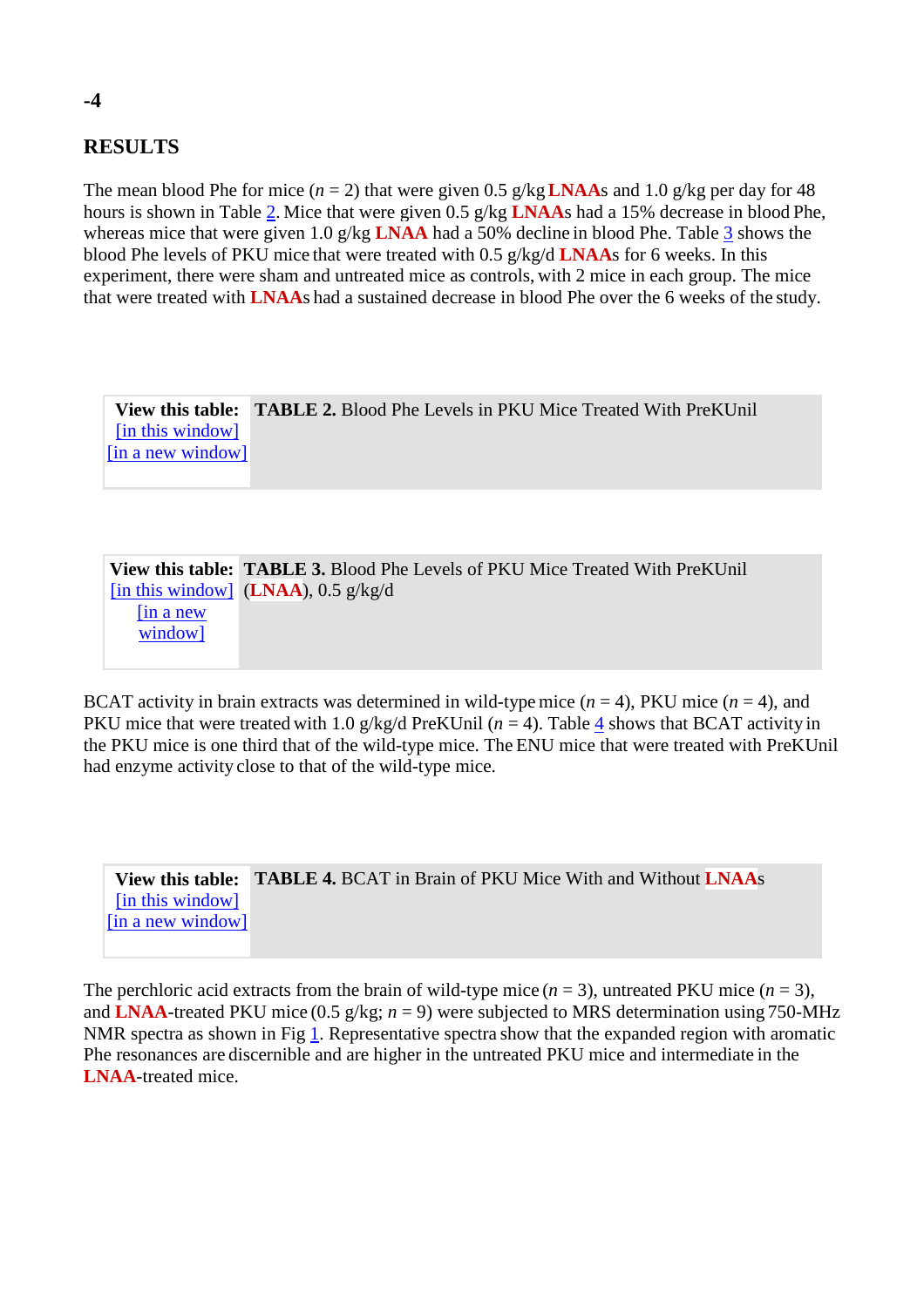## RESULTS

The mean blood Phe for mice ($n$ = 2) that were given 0.5 g/kg **LNAA**s and 1.0 g/kg per day for 48 hours is shown in Table 2. Mice that were given 0.5 g/kg **LNAA**s had a 15% decrease in blood Phe, whereas mice that were given 1.0 g/kg **LNAA** had a 50% decline in blood Phe. Table 3 shows the blood Phe levels of PKU mice that were treated with 0.5 g/kg/d **LNAA**s for 6 weeks. In this experiment, there were sham and untreated mice as controls, with 2 mice in each group. The mice that were treated with **LNAA**s had a sustained decrease in blood Phe over the 6 weeks of the study.

| View this table: [in this window] [in a new window] | **TABLE 2.** Blood Phe Levels in PKU Mice Treated With PreKUnil |
|---|---|

| View this table: [in this window] [in a new window] | **TABLE 3.** Blood Phe Levels of PKU Mice Treated With PreKUnil (**LNAA**), 0.5 g/kg/d |
|---|---|

BCAT activity in brain extracts was determined in wild-type mice ($n$ = 4), PKU mice ($n$ = 4), and PKU mice that were treated with 1.0 g/kg/d PreKUnil ($n$ = 4). Table 4 shows that BCAT activity in the PKU mice is one third that of the wild-type mice. The ENU mice that were treated with PreKUnil had enzyme activity close to that of the wild-type mice.

| View this table: [in this window] [in a new window] | **TABLE 4.** BCAT in Brain of PKU Mice With and Without **LNAA**s |
|---|---|

The perchloric acid extracts from the brain of wild-type mice ($n$ = 3), untreated PKU mice ($n$ = 3), and **LNAA**-treated PKU mice (0.5 g/kg; $n$ = 9) were subjected to MRS determination using 750-MHz NMR spectra as shown in Fig 1. Representative spectra show that the expanded region with aromatic Phe resonances are discernible and are higher in the untreated PKU mice and intermediate in the **LNAA**-treated mice.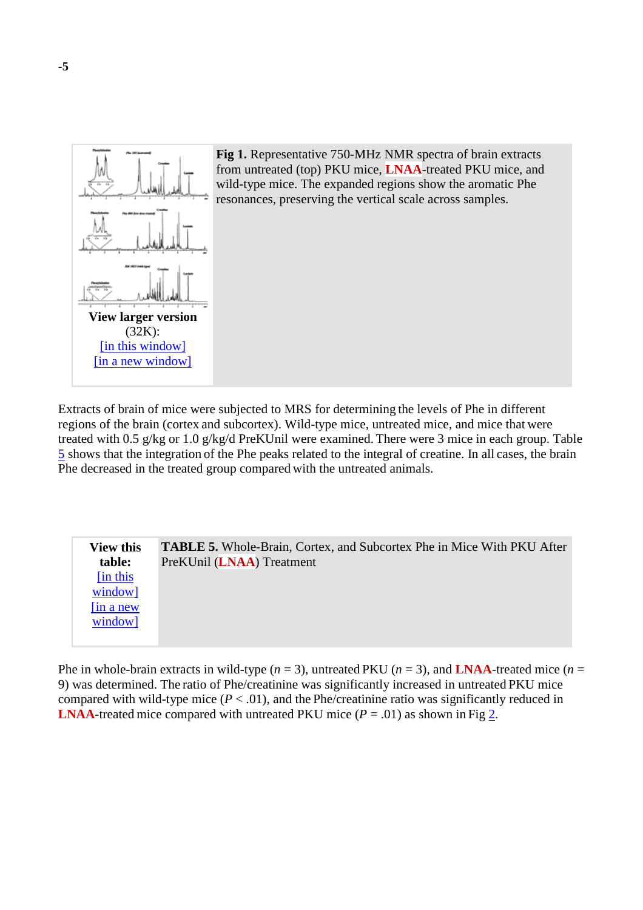**Fig 1.** Representative 750-MHz NMR spectra of brain extracts from untreated (top) PKU mice, **LNAA**-treated PKU mice, and wild-type mice. The expanded regions show the aromatic Phe resonances, preserving the vertical scale across samples.

**View larger version** (32K):
[in this window]
[in a new window]

Extracts of brain of mice were subjected to MRS for determining the levels of Phe in different regions of the brain (cortex and subcortex). Wild-type mice, untreated mice, and mice that were treated with 0.5 g/kg or 1.0 g/kg/d PreKUnil were examined. There were 3 mice in each group. Table 5 shows that the integration of the Phe peaks related to the integral of creatine. In all cases, the brain Phe decreased in the treated group compared with the untreated animals.

**View this table:**
[in this window]
[in a new window]

**TABLE 5.** Whole-Brain, Cortex, and Subcortex Phe in Mice With PKU After PreKUnil (**LNAA**) Treatment

Phe in whole-brain extracts in wild-type ($n$ = 3), untreated PKU ($n$ = 3), and **LNAA**-treated mice ($n$ = 9) was determined. The ratio of Phe/creatinine was significantly increased in untreated PKU mice compared with wild-type mice ($P < .01$), and the Phe/creatinine ratio was significantly reduced in **LNAA**-treated mice compared with untreated PKU mice ($P = .01$) as shown in Fig 2.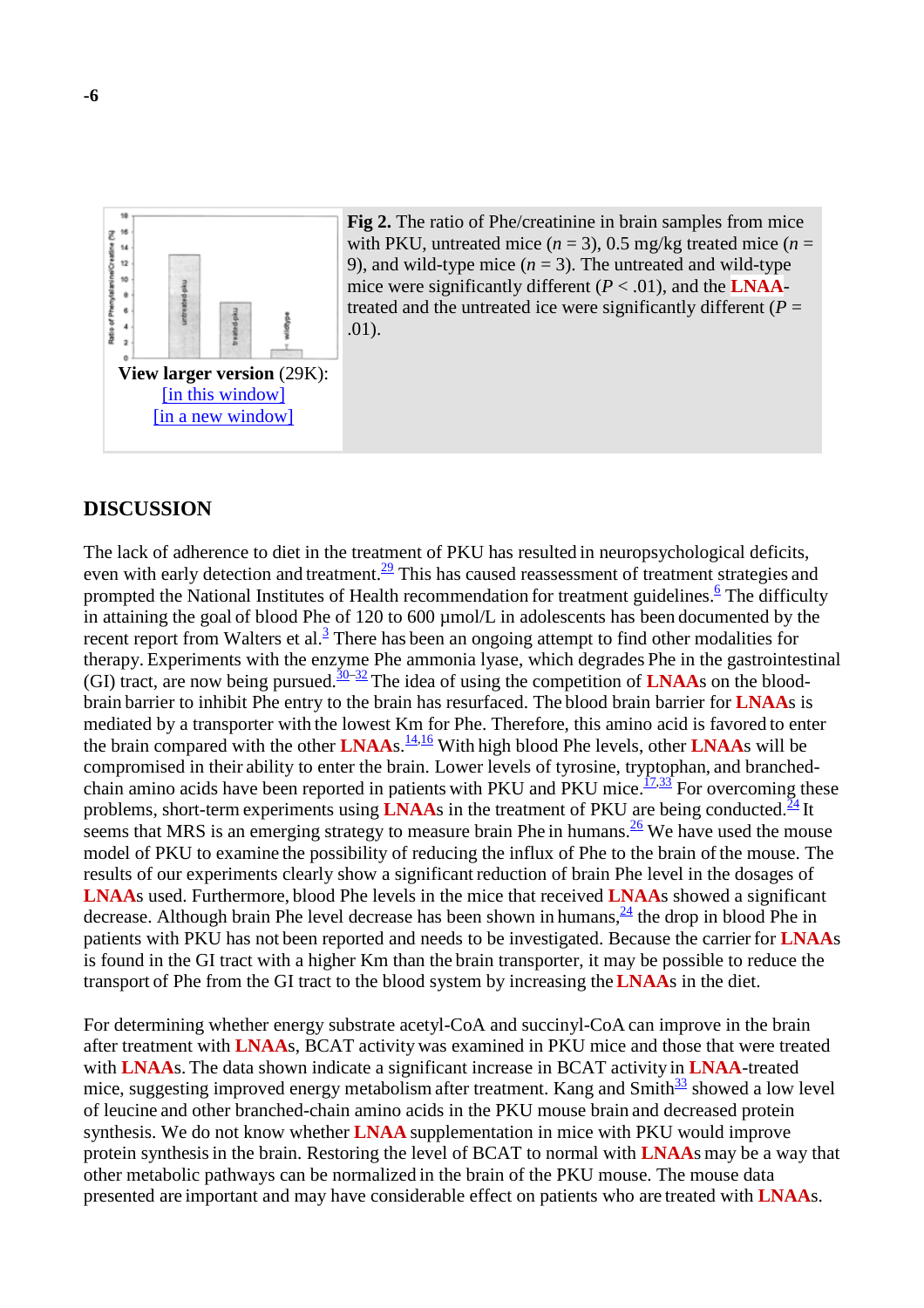**Fig 2.** The ratio of Phe/creatinine in brain samples from mice with PKU, untreated mice ($n$ = 3), 0.5 mg/kg treated mice ($n$ = 9), and wild-type mice ($n$ = 3). The untreated and wild-type mice were significantly different ($P$ < .01), and the LNAA-treated and the untreated ice were significantly different ($P$ = .01).

**View larger version** (29K):
[in this window]
[in a new window]

## DISCUSSION

The lack of adherence to diet in the treatment of PKU has resulted in neuropsychological deficits, even with early detection and treatment.[29] This has caused reassessment of treatment strategies and prompted the National Institutes of Health recommendation for treatment guidelines.[6] The difficulty in attaining the goal of blood Phe of 120 to 600 µmol/L in adolescents has been documented by the recent report from Walters et al.[3] There has been an ongoing attempt to find other modalities for therapy. Experiments with the enzyme Phe ammonia lyase, which degrades Phe in the gastrointestinal (GI) tract, are now being pursued.[30–32] The idea of using the competition of LNAAs on the blood-brain barrier to inhibit Phe entry to the brain has resurfaced. The blood brain barrier for LNAAs is mediated by a transporter with the lowest Km for Phe. Therefore, this amino acid is favored to enter the brain compared with the other LNAAs.[14,16] With high blood Phe levels, other LNAAs will be compromised in their ability to enter the brain. Lower levels of tyrosine, tryptophan, and branched-chain amino acids have been reported in patients with PKU and PKU mice.[17,33] For overcoming these problems, short-term experiments using LNAAs in the treatment of PKU are being conducted.[24] It seems that MRS is an emerging strategy to measure brain Phe in humans.[26] We have used the mouse model of PKU to examine the possibility of reducing the influx of Phe to the brain of the mouse. The results of our experiments clearly show a significant reduction of brain Phe level in the dosages of LNAAs used. Furthermore, blood Phe levels in the mice that received LNAAs showed a significant decrease. Although brain Phe level decrease has been shown in humans,[24] the drop in blood Phe in patients with PKU has not been reported and needs to be investigated. Because the carrier for LNAAs is found in the GI tract with a higher Km than the brain transporter, it may be possible to reduce the transport of Phe from the GI tract to the blood system by increasing the LNAAs in the diet.

For determining whether energy substrate acetyl-CoA and succinyl-CoA can improve in the brain after treatment with LNAAs, BCAT activity was examined in PKU mice and those that were treated with LNAAs. The data shown indicate a significant increase in BCAT activity in LNAA-treated mice, suggesting improved energy metabolism after treatment. Kang and Smith[33] showed a low level of leucine and other branched-chain amino acids in the PKU mouse brain and decreased protein synthesis. We do not know whether LNAA supplementation in mice with PKU would improve protein synthesis in the brain. Restoring the level of BCAT to normal with LNAAs may be a way that other metabolic pathways can be normalized in the brain of the PKU mouse. The mouse data presented are important and may have considerable effect on patients who are treated with LNAAs.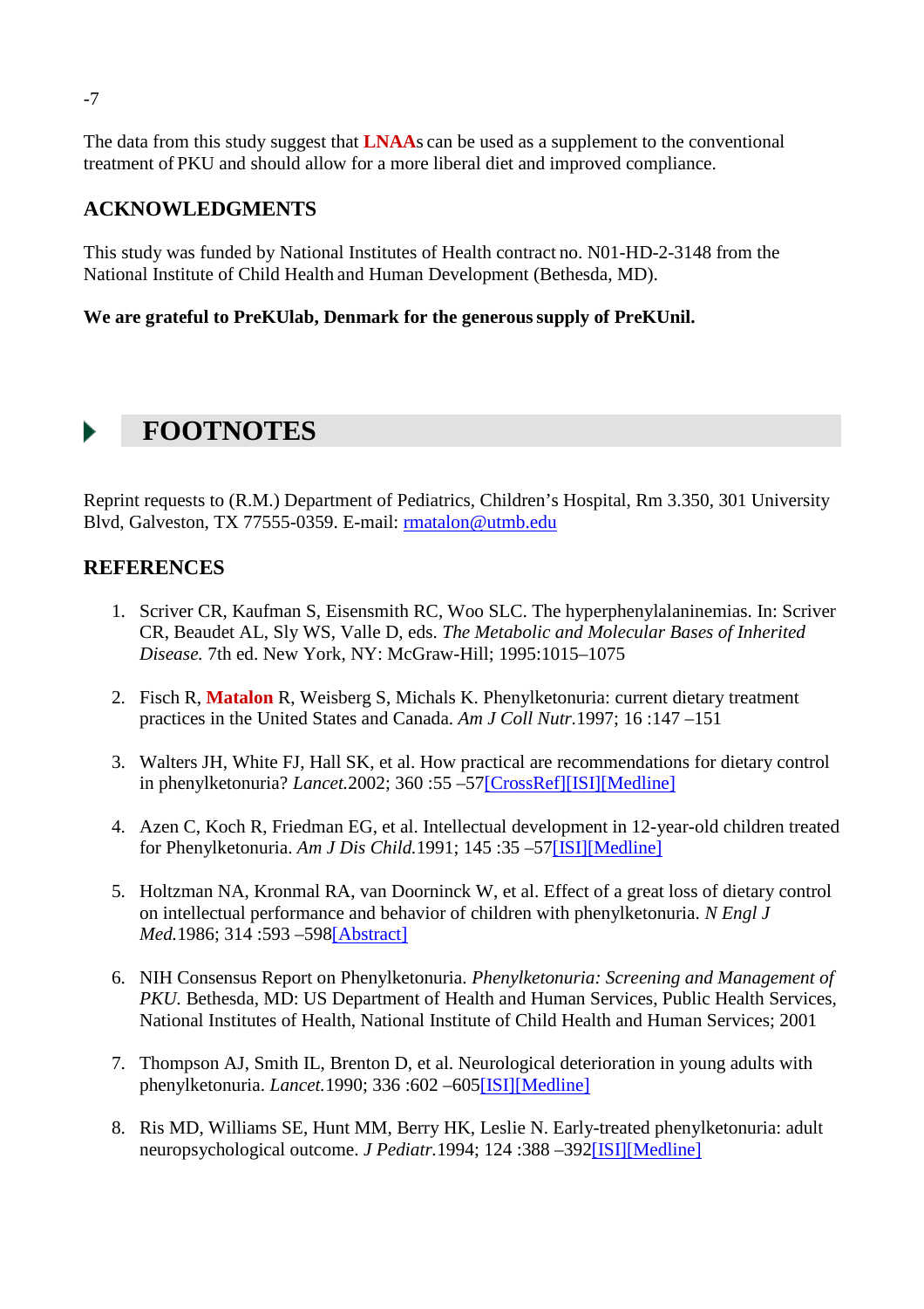The data from this study suggest that **LNAA**s can be used as a supplement to the conventional treatment of PKU and should allow for a more liberal diet and improved compliance.

### ACKNOWLEDGMENTS

This study was funded by National Institutes of Health contract no. N01-HD-2-3148 from the National Institute of Child Health and Human Development (Bethesda, MD).

**We are grateful to PreKUlab, Denmark for the generous supply of PreKUnil.**

## FOOTNOTES

Reprint requests to (R.M.) Department of Pediatrics, Children's Hospital, Rm 3.350, 301 University Blvd, Galveston, TX 77555-0359. E-mail: rmatalon@utmb.edu

### REFERENCES

1. Scriver CR, Kaufman S, Eisensmith RC, Woo SLC. The hyperphenylalaninemias. In: Scriver CR, Beaudet AL, Sly WS, Valle D, eds. *The Metabolic and Molecular Bases of Inherited Disease.* 7th ed. New York, NY: McGraw-Hill; 1995:1015–1075

2. Fisch R, **Matalon** R, Weisberg S, Michals K. Phenylketonuria: current dietary treatment practices in the United States and Canada. *Am J Coll Nutr.*1997; 16 :147 –151

3. Walters JH, White FJ, Hall SK, et al. How practical are recommendations for dietary control in phenylketonuria? *Lancet.*2002; 360 :55 –57[CrossRef][ISI][Medline]

4. Azen C, Koch R, Friedman EG, et al. Intellectual development in 12-year-old children treated for Phenylketonuria. *Am J Dis Child.*1991; 145 :35 –57[ISI][Medline]

5. Holtzman NA, Kronmal RA, van Doorninck W, et al. Effect of a great loss of dietary control on intellectual performance and behavior of children with phenylketonuria. *N Engl J Med.*1986; 314 :593 –598[Abstract]

6. NIH Consensus Report on Phenylketonuria. *Phenylketonuria: Screening and Management of PKU.* Bethesda, MD: US Department of Health and Human Services, Public Health Services, National Institutes of Health, National Institute of Child Health and Human Services; 2001

7. Thompson AJ, Smith IL, Brenton D, et al. Neurological deterioration in young adults with phenylketonuria. *Lancet.*1990; 336 :602 –605[ISI][Medline]

8. Ris MD, Williams SE, Hunt MM, Berry HK, Leslie N. Early-treated phenylketonuria: adult neuropsychological outcome. *J Pediatr.*1994; 124 :388 –392[ISI][Medline]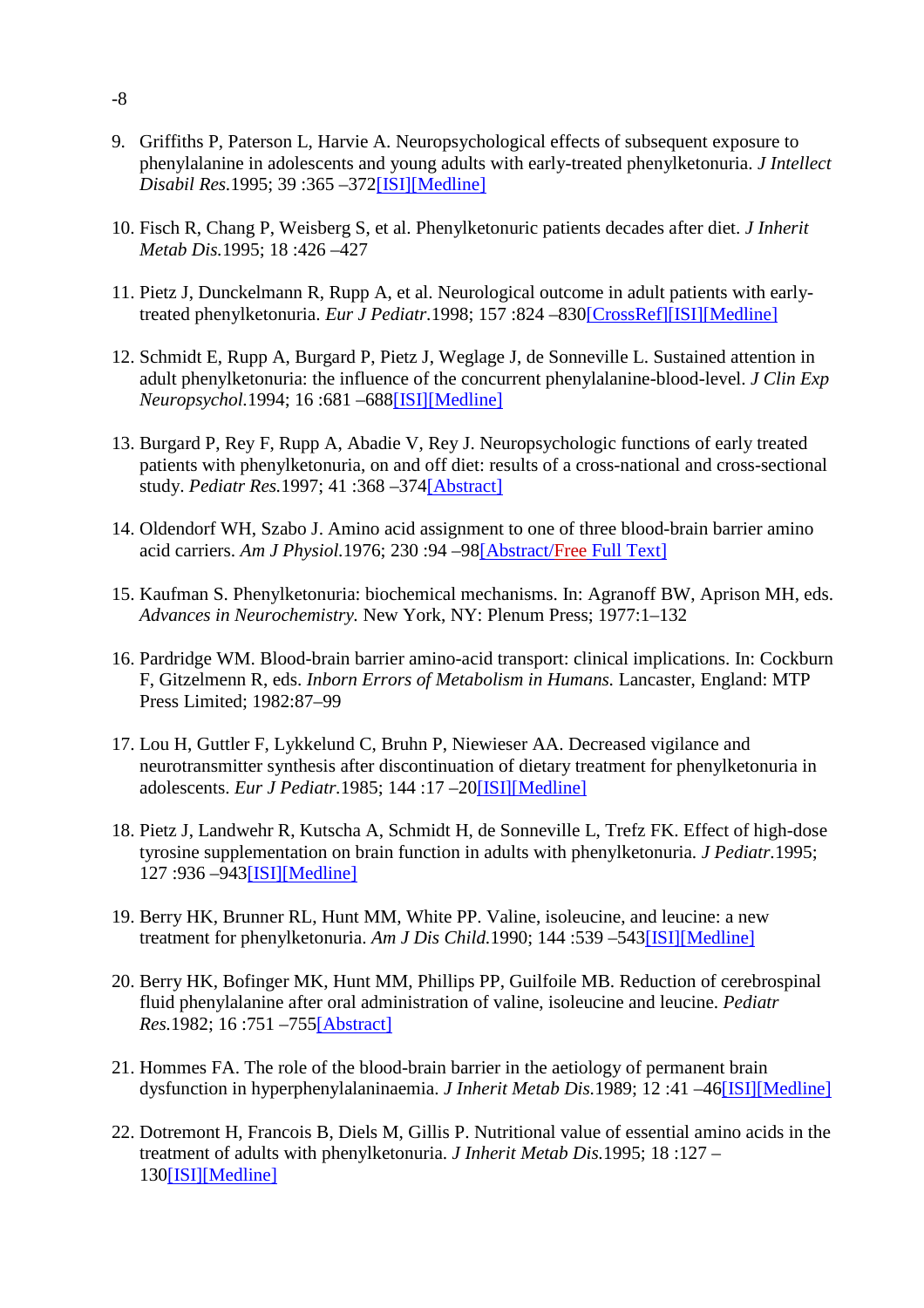9. Griffiths P, Paterson L, Harvie A. Neuropsychological effects of subsequent exposure to phenylalanine in adolescents and young adults with early-treated phenylketonuria. *J Intellect Disabil Res.*1995; 39 :365 –372[ISI][Medline]

10. Fisch R, Chang P, Weisberg S, et al. Phenylketonuric patients decades after diet. *J Inherit Metab Dis.*1995; 18 :426 –427

11. Pietz J, Dunckelmann R, Rupp A, et al. Neurological outcome in adult patients with early-treated phenylketonuria. *Eur J Pediatr.*1998; 157 :824 –830[CrossRef][ISI][Medline]

12. Schmidt E, Rupp A, Burgard P, Pietz J, Weglage J, de Sonneville L. Sustained attention in adult phenylketonuria: the influence of the concurrent phenylalanine-blood-level. *J Clin Exp Neuropsychol.*1994; 16 :681 –688[ISI][Medline]

13. Burgard P, Rey F, Rupp A, Abadie V, Rey J. Neuropsychologic functions of early treated patients with phenylketonuria, on and off diet: results of a cross-national and cross-sectional study. *Pediatr Res.*1997; 41 :368 –374[Abstract]

14. Oldendorf WH, Szabo J. Amino acid assignment to one of three blood-brain barrier amino acid carriers. *Am J Physiol.*1976; 230 :94 –98[Abstract/Free Full Text]

15. Kaufman S. Phenylketonuria: biochemical mechanisms. In: Agranoff BW, Aprison MH, eds. *Advances in Neurochemistry.* New York, NY: Plenum Press; 1977:1–132

16. Pardridge WM. Blood-brain barrier amino-acid transport: clinical implications. In: Cockburn F, Gitzelmenn R, eds. *Inborn Errors of Metabolism in Humans.* Lancaster, England: MTP Press Limited; 1982:87–99

17. Lou H, Guttler F, Lykkelund C, Bruhn P, Niewieser AA. Decreased vigilance and neurotransmitter synthesis after discontinuation of dietary treatment for phenylketonuria in adolescents. *Eur J Pediatr.*1985; 144 :17 –20[ISI][Medline]

18. Pietz J, Landwehr R, Kutscha A, Schmidt H, de Sonneville L, Trefz FK. Effect of high-dose tyrosine supplementation on brain function in adults with phenylketonuria. *J Pediatr.*1995; 127 :936 –943[ISI][Medline]

19. Berry HK, Brunner RL, Hunt MM, White PP. Valine, isoleucine, and leucine: a new treatment for phenylketonuria. *Am J Dis Child.*1990; 144 :539 –543[ISI][Medline]

20. Berry HK, Bofinger MK, Hunt MM, Phillips PP, Guilfoile MB. Reduction of cerebrospinal fluid phenylalanine after oral administration of valine, isoleucine and leucine. *Pediatr Res.*1982; 16 :751 –755[Abstract]

21. Hommes FA. The role of the blood-brain barrier in the aetiology of permanent brain dysfunction in hyperphenylalaninaemia. *J Inherit Metab Dis.*1989; 12 :41 –46[ISI][Medline]

22. Dotremont H, Francois B, Diels M, Gillis P. Nutritional value of essential amino acids in the treatment of adults with phenylketonuria. *J Inherit Metab Dis.*1995; 18 :127 –130[ISI][Medline]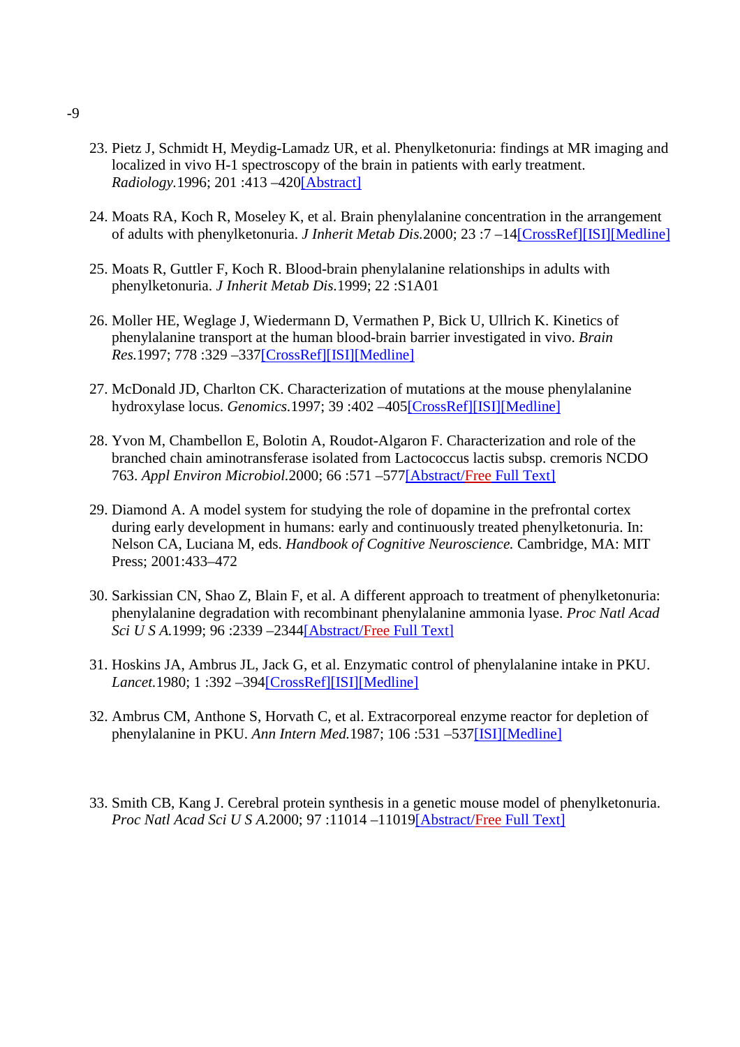23. Pietz J, Schmidt H, Meydig-Lamadz UR, et al. Phenylketonuria: findings at MR imaging and localized in vivo H-1 spectroscopy of the brain in patients with early treatment. *Radiology*.1996; 201 :413 –420[Abstract]

24. Moats RA, Koch R, Moseley K, et al. Brain phenylalanine concentration in the arrangement of adults with phenylketonuria. *J Inherit Metab Dis*.2000; 23 :7 –14[CrossRef][ISI][Medline]

25. Moats R, Guttler F, Koch R. Blood-brain phenylalanine relationships in adults with phenylketonuria. *J Inherit Metab Dis*.1999; 22 :S1A01

26. Moller HE, Weglage J, Wiedermann D, Vermathen P, Bick U, Ullrich K. Kinetics of phenylalanine transport at the human blood-brain barrier investigated in vivo. *Brain Res*.1997; 778 :329 –337[CrossRef][ISI][Medline]

27. McDonald JD, Charlton CK. Characterization of mutations at the mouse phenylalanine hydroxylase locus. *Genomics*.1997; 39 :402 –405[CrossRef][ISI][Medline]

28. Yvon M, Chambellon E, Bolotin A, Roudot-Algaron F. Characterization and role of the branched chain aminotransferase isolated from Lactococcus lactis subsp. cremoris NCDO 763. *Appl Environ Microbiol*.2000; 66 :571 –577[Abstract/Free Full Text]

29. Diamond A. A model system for studying the role of dopamine in the prefrontal cortex during early development in humans: early and continuously treated phenylketonuria. In: Nelson CA, Luciana M, eds. *Handbook of Cognitive Neuroscience.* Cambridge, MA: MIT Press; 2001:433–472

30. Sarkissian CN, Shao Z, Blain F, et al. A different approach to treatment of phenylketonuria: phenylalanine degradation with recombinant phenylalanine ammonia lyase. *Proc Natl Acad Sci U S A*.1999; 96 :2339 –2344[Abstract/Free Full Text]

31. Hoskins JA, Ambrus JL, Jack G, et al. Enzymatic control of phenylalanine intake in PKU. *Lancet*.1980; 1 :392 –394[CrossRef][ISI][Medline]

32. Ambrus CM, Anthone S, Horvath C, et al. Extracorporeal enzyme reactor for depletion of phenylalanine in PKU. *Ann Intern Med*.1987; 106 :531 –537[ISI][Medline]

33. Smith CB, Kang J. Cerebral protein synthesis in a genetic mouse model of phenylketonuria. *Proc Natl Acad Sci U S A*.2000; 97 :11014 –11019[Abstract/Free Full Text]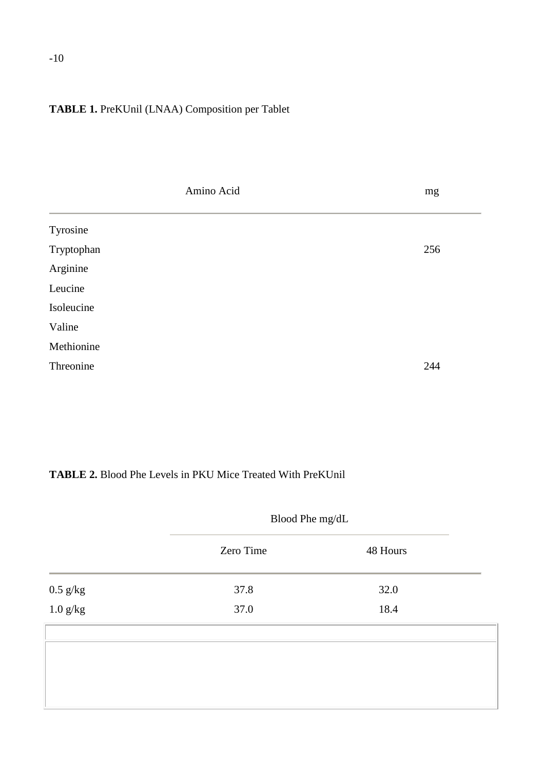**TABLE 1.** PreKUnil (LNAA) Composition per Tablet

| Amino Acid | mg |
|---|---|
| Tyrosine | |
| Tryptophan | 256 |
| Arginine | |
| Leucine | |
| Isoleucine | |
| Valine | |
| Methionine | |
| Threonine | 244 |

**TABLE 2.** Blood Phe Levels in PKU Mice Treated With PreKUnil

| | Blood Phe mg/dL | |
|---|---|---|
| | Zero Time | 48 Hours |
| 0.5 g/kg | 37.8 | 32.0 |
| 1.0 g/kg | 37.0 | 18.4 |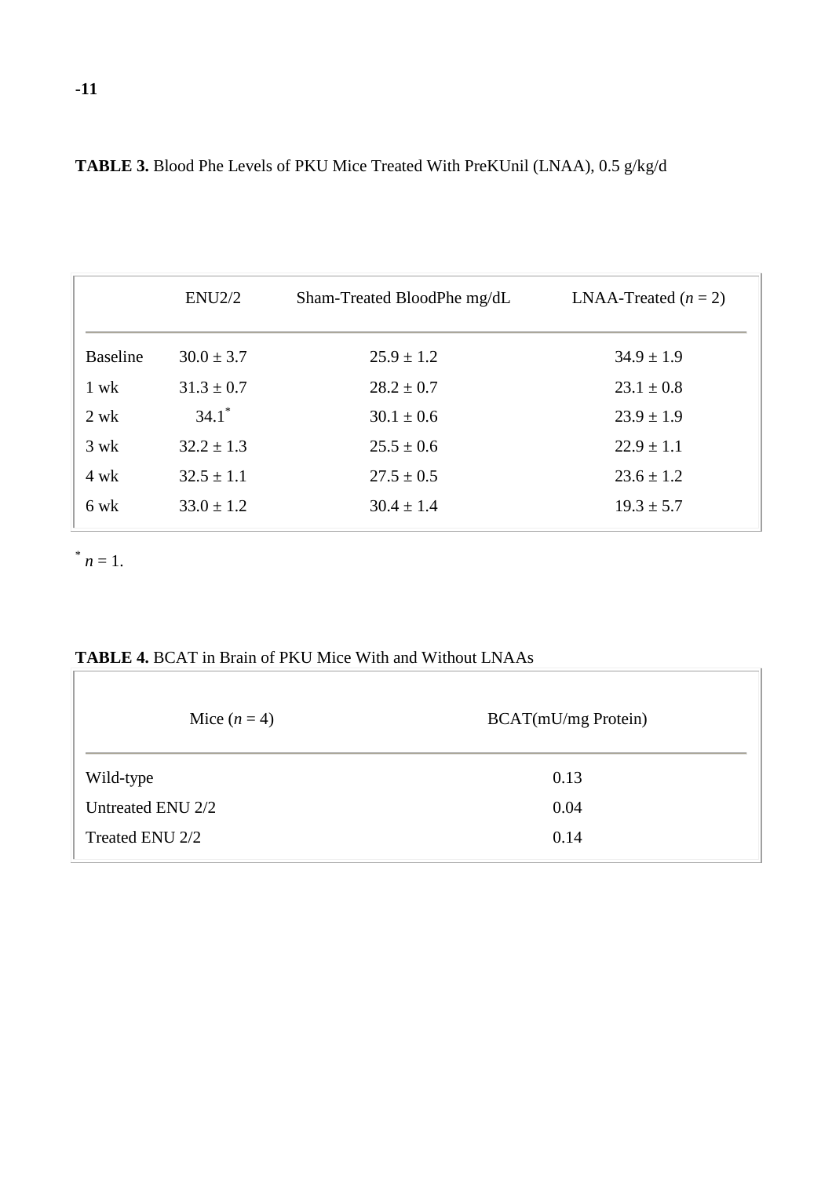**TABLE 3.** Blood Phe Levels of PKU Mice Treated With PreKUnil (LNAA), 0.5 g/kg/d

| | ENU2/2 | Sham-Treated BloodPhe mg/dL | LNAA-Treated (*n* = 2) |
|---|---|---|---|
| Baseline | 30.0 ± 3.7 | 25.9 ± 1.2 | 34.9 ± 1.9 |
| 1 wk | 31.3 ± 0.7 | 28.2 ± 0.7 | 23.1 ± 0.8 |
| 2 wk | 34.1* | 30.1 ± 0.6 | 23.9 ± 1.9 |
| 3 wk | 32.2 ± 1.3 | 25.5 ± 0.6 | 22.9 ± 1.1 |
| 4 wk | 32.5 ± 1.1 | 27.5 ± 0.5 | 23.6 ± 1.2 |
| 6 wk | 33.0 ± 1.2 | 30.4 ± 1.4 | 19.3 ± 5.7 |

\* *n* = 1.

**TABLE 4.** BCAT in Brain of PKU Mice With and Without LNAAs

| Mice (*n* = 4) | BCAT(mU/mg Protein) |
|---|---|
| Wild-type | 0.13 |
| Untreated ENU 2/2 | 0.04 |
| Treated ENU 2/2 | 0.14 |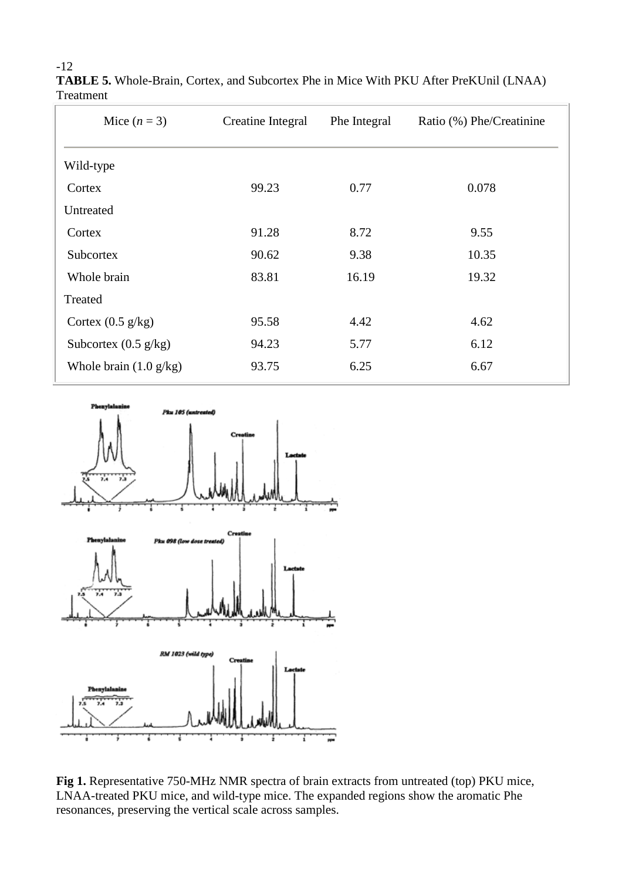**TABLE 5.** Whole-Brain, Cortex, and Subcortex Phe in Mice With PKU After PreKUnil (LNAA) Treatment

| Mice ($n$ = 3) | Creatine Integral | Phe Integral | Ratio (%) Phe/Creatinine |
|---|---|---|---|
| Wild-type | | | |
| Cortex | 99.23 | 0.77 | 0.078 |
| Untreated | | | |
| Cortex | 91.28 | 8.72 | 9.55 |
| Subcortex | 90.62 | 9.38 | 10.35 |
| Whole brain | 83.81 | 16.19 | 19.32 |
| Treated | | | |
| Cortex (0.5 g/kg) | 95.58 | 4.42 | 4.62 |
| Subcortex (0.5 g/kg) | 94.23 | 5.77 | 6.12 |
| Whole brain (1.0 g/kg) | 93.75 | 6.25 | 6.67 |

**Fig 1.** Representative 750-MHz NMR spectra of brain extracts from untreated (top) PKU mice, LNAA-treated PKU mice, and wild-type mice. The expanded regions show the aromatic Phe resonances, preserving the vertical scale across samples.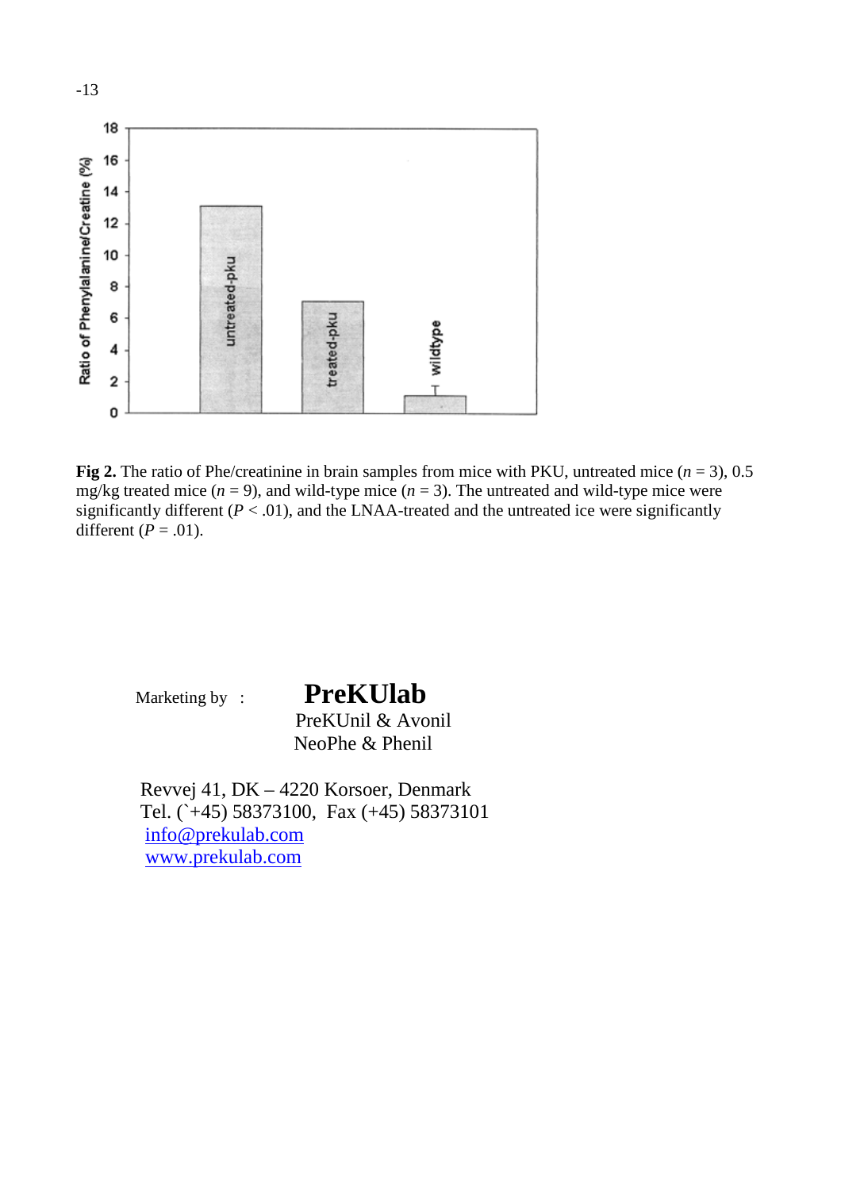Ratio of Phenylalanine/Creatine (%)

18
16
14
12
10
8
6
4
2
0

untreated-pku
treated-pku
wildtype

**Fig 2.** The ratio of Phe/creatinine in brain samples from mice with PKU, untreated mice ($n$ = 3), 0.5 mg/kg treated mice ($n$ = 9), and wild-type mice ($n$ = 3). The untreated and wild-type mice were significantly different ($P$ < .01), and the LNAA-treated and the untreated ice were significantly different ($P$ = .01).

Marketing by :

**PreKUlab**

PreKUnil & Avonil

NeoPhe & Phenil

Revvej 41, DK – 4220 Korsoer, Denmark

Tel. (`+45) 58373100, Fax (+45) 58373101

info@prekulab.com

www.prekulab.com